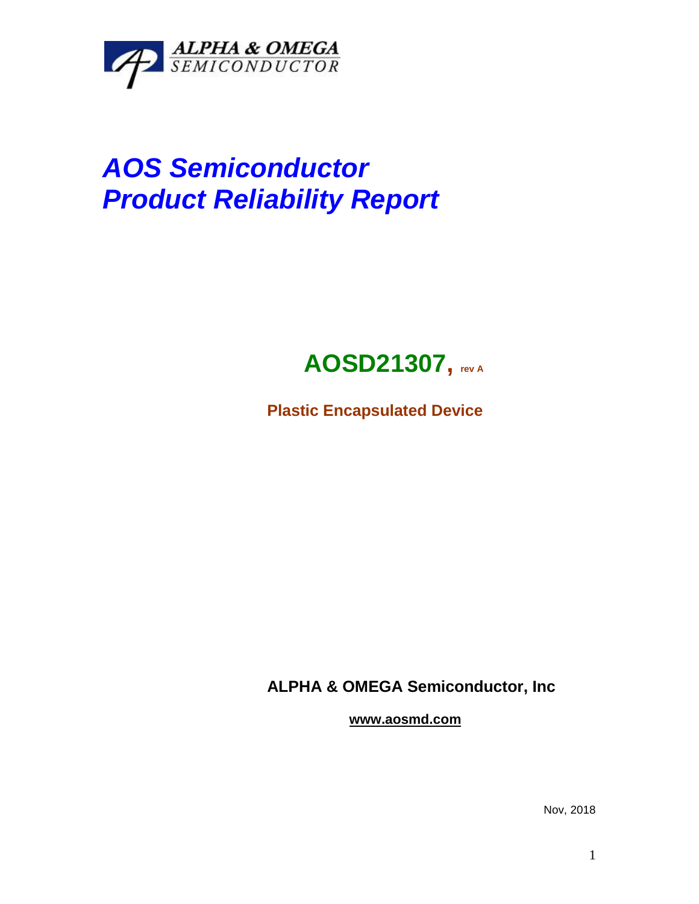ALPHA & OMEGA SEMICONDUCTOR

# *AOS Semiconductor Product Reliability Report*

## **AOSD21307, rev A**

**Plastic Encapsulated Device**

**ALPHA & OMEGA Semiconductor, Inc**

**www.aosmd.com**

Nov, 2018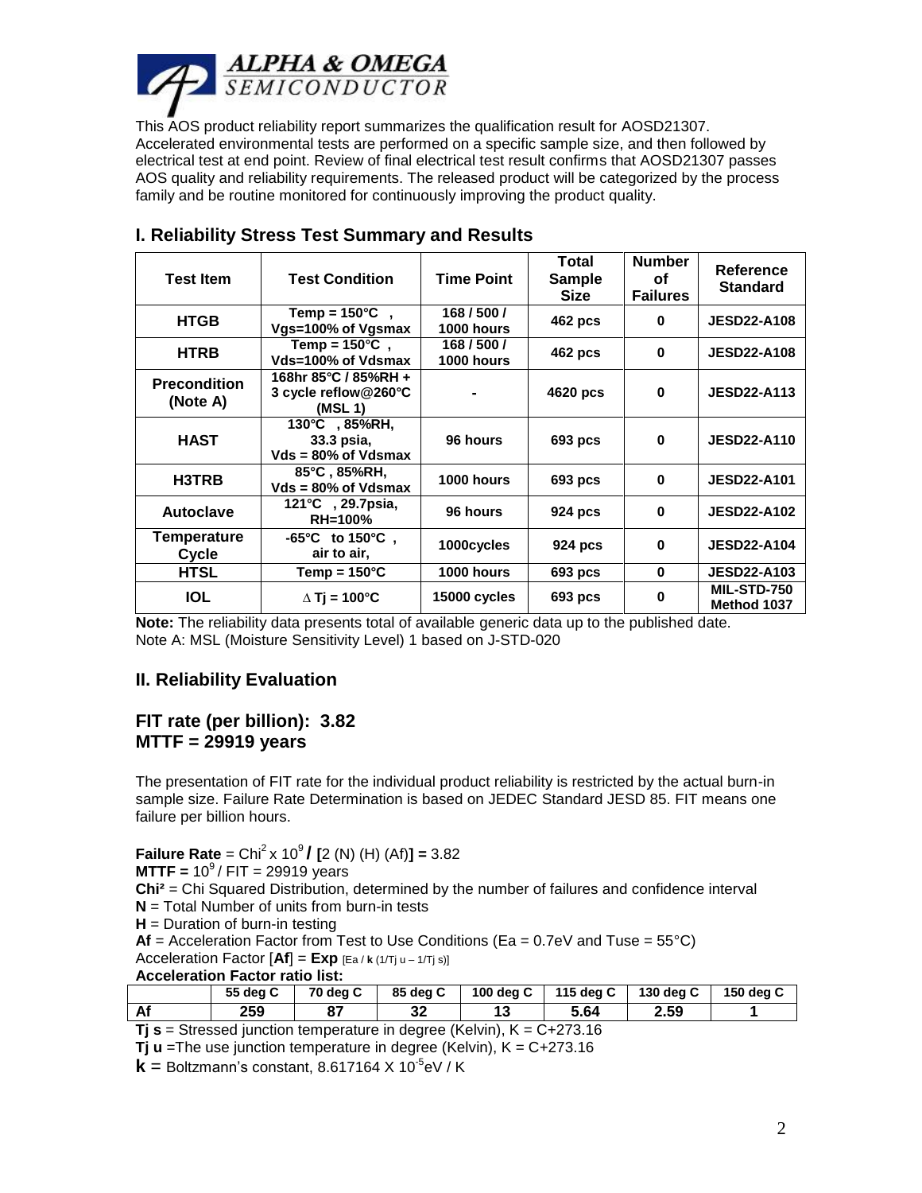This AOS product reliability report summarizes the qualification result for AOSD21307. Accelerated environmental tests are performed on a specific sample size, and then followed by electrical test at end point. Review of final electrical test result confirms that AOSD21307 passes AOS quality and reliability requirements. The released product will be categorized by the process family and be routine monitored for continuously improving the product quality.

## I. Reliability Stress Test Summary and Results

| Test Item | Test Condition | Time Point | Total Sample Size | Number of Failures | Reference Standard |
|---|---|---|---|---|---|
| **HTGB** | **Temp = 150°C , Vgs=100% of Vgsmax** | **168 / 500 / 1000 hours** | **462 pcs** | **0** | **JESD22-A108** |
| **HTRB** | **Temp = 150°C , Vds=100% of Vdsmax** | **168 / 500 / 1000 hours** | **462 pcs** | **0** | **JESD22-A108** |
| **Precondition (Note A)** | **168hr 85°C / 85%RH + 3 cycle reflow@260°C (MSL 1)** | **-** | **4620 pcs** | **0** | **JESD22-A113** |
| **HAST** | **130°C , 85%RH, 33.3 psia, Vds = 80% of Vdsmax** | **96 hours** | **693 pcs** | **0** | **JESD22-A110** |
| **H3TRB** | **85°C , 85%RH, Vds = 80% of Vdsmax** | **1000 hours** | **693 pcs** | **0** | **JESD22-A101** |
| **Autoclave** | **121°C , 29.7psia, RH=100%** | **96 hours** | **924 pcs** | **0** | **JESD22-A102** |
| **Temperature Cycle** | **-65°C to 150°C , air to air,** | **1000cycles** | **924 pcs** | **0** | **JESD22-A104** |
| **HTSL** | **Temp = 150°C** | **1000 hours** | **693 pcs** | **0** | **JESD22-A103** |
| **IOL** | **$\Delta$ Tj = 100°C** | **15000 cycles** | **693 pcs** | **0** | **MIL-STD-750 Method 1037** |

**Note:** The reliability data presents total of available generic data up to the published date.
Note A: MSL (Moisture Sensitivity Level) 1 based on J-STD-020

## II. Reliability Evaluation

### FIT rate (per billion): 3.82
### MTTF = 29919 years

The presentation of FIT rate for the individual product reliability is restricted by the actual burn-in sample size. Failure Rate Determination is based on JEDEC Standard JESD 85. FIT means one failure per billion hours.

**Failure Rate** = $Chi^2 \times 10^9$ **/ [**2 (N) (H) (Af)**] =** 3.82
**MTTF =** $10^9$ / FIT = 29919 years
**Chi²** = Chi Squared Distribution, determined by the number of failures and confidence interval
**N** = Total Number of units from burn-in tests
**H** = Duration of burn-in testing
**Af** = Acceleration Factor from Test to Use Conditions (Ea = 0.7eV and Tuse = 55°C)
Acceleration Factor [**Af**] = **Exp** [Ea / **k** (1/Tj u – 1/Tj s)]
**Acceleration Factor ratio list:**

| | 55 deg C | 70 deg C | 85 deg C | 100 deg C | 115 deg C | 130 deg C | 150 deg C |
|---|---|---|---|---|---|---|---|
| **Af** | **259** | **87** | **32** | **13** | **5.64** | **2.59** | **1** |

**Tj s** = Stressed junction temperature in degree (Kelvin), K = C+273.16
**Tj u** =The use junction temperature in degree (Kelvin), K = C+273.16
**k** = Boltzmann's constant, 8.617164 X $10^{-5}$eV / K